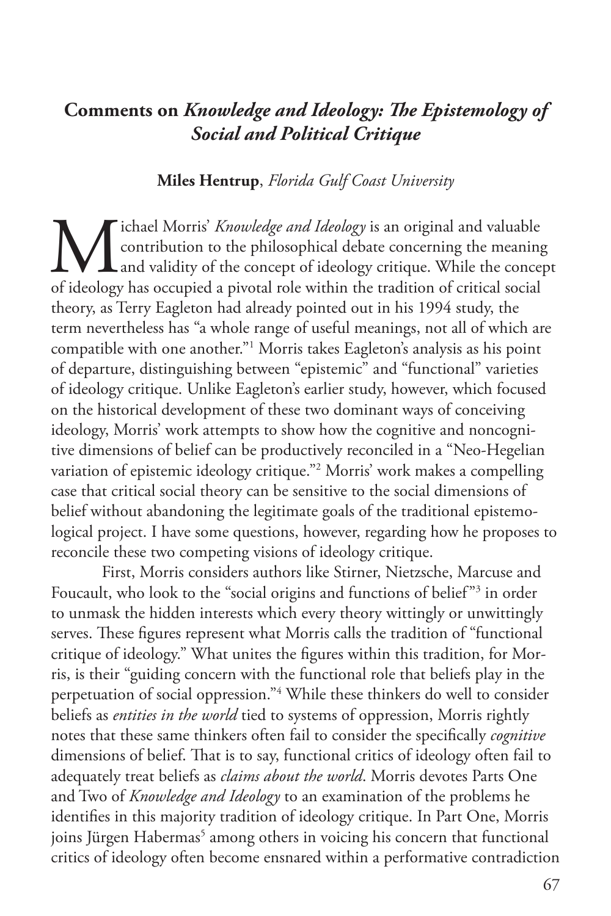# Comments on *Knowledge and Ideology: The Epistemology of Social and Political Critique*

**Miles Hentrup**, *Florida Gulf Coast University*

Michael Morris' *Knowledge and Ideology* is an original and valuable contribution to the philosophical debate concerning the meaning and validity of the concept of ideology critique. While the concept of ideology has occupied a pivotal role within the tradition of critical social theory, as Terry Eagleton had already pointed out in his 1994 study, the term nevertheless has "a whole range of useful meanings, not all of which are compatible with one another."[1] Morris takes Eagleton's analysis as his point of departure, distinguishing between "epistemic" and "functional" varieties of ideology critique. Unlike Eagleton's earlier study, however, which focused on the historical development of these two dominant ways of conceiving ideology, Morris' work attempts to show how the cognitive and noncognitive dimensions of belief can be productively reconciled in a "Neo-Hegelian variation of epistemic ideology critique."[2] Morris' work makes a compelling case that critical social theory can be sensitive to the social dimensions of belief without abandoning the legitimate goals of the traditional epistemological project. I have some questions, however, regarding how he proposes to reconcile these two competing visions of ideology critique.

First, Morris considers authors like Stirner, Nietzsche, Marcuse and Foucault, who look to the "social origins and functions of belief"[3] in order to unmask the hidden interests which every theory wittingly or unwittingly serves. These figures represent what Morris calls the tradition of "functional critique of ideology." What unites the figures within this tradition, for Morris, is their "guiding concern with the functional role that beliefs play in the perpetuation of social oppression."[4] While these thinkers do well to consider beliefs as *entities in the world* tied to systems of oppression, Morris rightly notes that these same thinkers often fail to consider the specifically *cognitive* dimensions of belief. That is to say, functional critics of ideology often fail to adequately treat beliefs as *claims about the world*. Morris devotes Parts One and Two of *Knowledge and Ideology* to an examination of the problems he identifies in this majority tradition of ideology critique. In Part One, Morris joins Jürgen Habermas[5] among others in voicing his concern that functional critics of ideology often become ensnared within a performative contradiction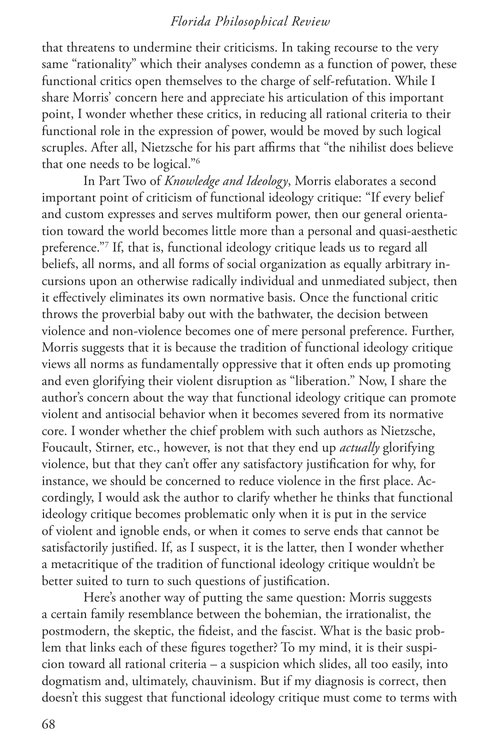that threatens to undermine their criticisms. In taking recourse to the very same "rationality" which their analyses condemn as a function of power, these functional critics open themselves to the charge of self-refutation. While I share Morris' concern here and appreciate his articulation of this important point, I wonder whether these critics, in reducing all rational criteria to their functional role in the expression of power, would be moved by such logical scruples. After all, Nietzsche for his part affirms that "the nihilist does believe that one needs to be logical."[6]

In Part Two of *Knowledge and Ideology*, Morris elaborates a second important point of criticism of functional ideology critique: "If every belief and custom expresses and serves multiform power, then our general orientation toward the world becomes little more than a personal and quasi-aesthetic preference."[7] If, that is, functional ideology critique leads us to regard all beliefs, all norms, and all forms of social organization as equally arbitrary incursions upon an otherwise radically individual and unmediated subject, then it effectively eliminates its own normative basis. Once the functional critic throws the proverbial baby out with the bathwater, the decision between violence and non-violence becomes one of mere personal preference. Further, Morris suggests that it is because the tradition of functional ideology critique views all norms as fundamentally oppressive that it often ends up promoting and even glorifying their violent disruption as "liberation." Now, I share the author's concern about the way that functional ideology critique can promote violent and antisocial behavior when it becomes severed from its normative core. I wonder whether the chief problem with such authors as Nietzsche, Foucault, Stirner, etc., however, is not that they end up *actually* glorifying violence, but that they can't offer any satisfactory justification for why, for instance, we should be concerned to reduce violence in the first place. Accordingly, I would ask the author to clarify whether he thinks that functional ideology critique becomes problematic only when it is put in the service of violent and ignoble ends, or when it comes to serve ends that cannot be satisfactorily justified. If, as I suspect, it is the latter, then I wonder whether a metacritique of the tradition of functional ideology critique wouldn't be better suited to turn to such questions of justification.

Here's another way of putting the same question: Morris suggests a certain family resemblance between the bohemian, the irrationalist, the postmodern, the skeptic, the fideist, and the fascist. What is the basic problem that links each of these figures together? To my mind, it is their suspicion toward all rational criteria – a suspicion which slides, all too easily, into dogmatism and, ultimately, chauvinism. But if my diagnosis is correct, then doesn't this suggest that functional ideology critique must come to terms with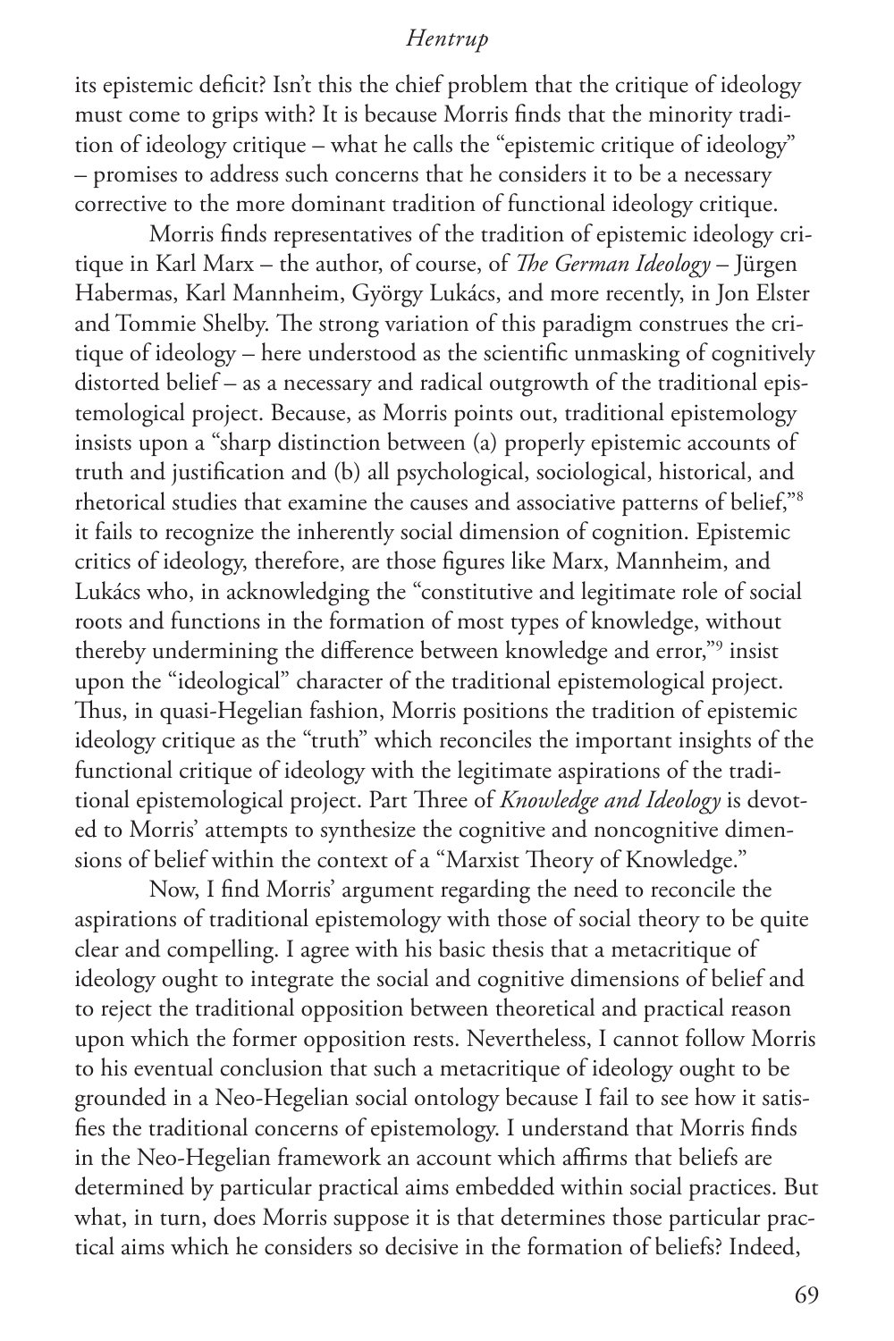its epistemic deficit? Isn't this the chief problem that the critique of ideology must come to grips with? It is because Morris finds that the minority tradition of ideology critique – what he calls the "epistemic critique of ideology" – promises to address such concerns that he considers it to be a necessary corrective to the more dominant tradition of functional ideology critique.

Morris finds representatives of the tradition of epistemic ideology critique in Karl Marx – the author, of course, of *The German Ideology* – Jürgen Habermas, Karl Mannheim, György Lukács, and more recently, in Jon Elster and Tommie Shelby. The strong variation of this paradigm construes the critique of ideology – here understood as the scientific unmasking of cognitively distorted belief – as a necessary and radical outgrowth of the traditional epistemological project. Because, as Morris points out, traditional epistemology insists upon a "sharp distinction between (a) properly epistemic accounts of truth and justification and (b) all psychological, sociological, historical, and rhetorical studies that examine the causes and associative patterns of belief,"[8] it fails to recognize the inherently social dimension of cognition. Epistemic critics of ideology, therefore, are those figures like Marx, Mannheim, and Lukács who, in acknowledging the "constitutive and legitimate role of social roots and functions in the formation of most types of knowledge, without thereby undermining the difference between knowledge and error,"[9] insist upon the "ideological" character of the traditional epistemological project. Thus, in quasi-Hegelian fashion, Morris positions the tradition of epistemic ideology critique as the "truth" which reconciles the important insights of the functional critique of ideology with the legitimate aspirations of the traditional epistemological project. Part Three of *Knowledge and Ideology* is devoted to Morris' attempts to synthesize the cognitive and noncognitive dimensions of belief within the context of a "Marxist Theory of Knowledge."

Now, I find Morris' argument regarding the need to reconcile the aspirations of traditional epistemology with those of social theory to be quite clear and compelling. I agree with his basic thesis that a metacritique of ideology ought to integrate the social and cognitive dimensions of belief and to reject the traditional opposition between theoretical and practical reason upon which the former opposition rests. Nevertheless, I cannot follow Morris to his eventual conclusion that such a metacritique of ideology ought to be grounded in a Neo-Hegelian social ontology because I fail to see how it satisfies the traditional concerns of epistemology. I understand that Morris finds in the Neo-Hegelian framework an account which affirms that beliefs are determined by particular practical aims embedded within social practices. But what, in turn, does Morris suppose it is that determines those particular practical aims which he considers so decisive in the formation of beliefs? Indeed,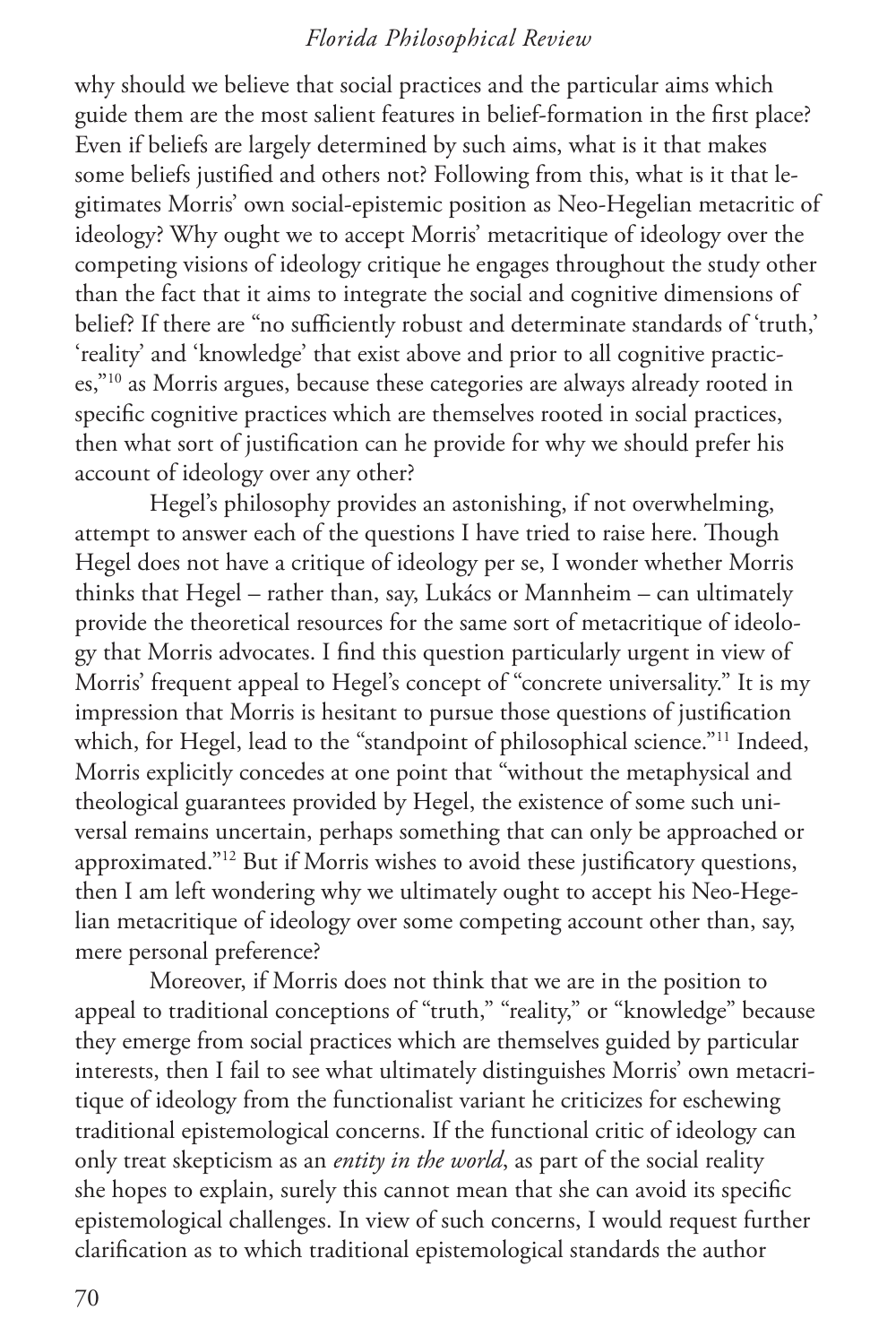why should we believe that social practices and the particular aims which guide them are the most salient features in belief-formation in the first place? Even if beliefs are largely determined by such aims, what is it that makes some beliefs justified and others not? Following from this, what is it that legitimates Morris' own social-epistemic position as Neo-Hegelian metacritic of ideology? Why ought we to accept Morris' metacritique of ideology over the competing visions of ideology critique he engages throughout the study other than the fact that it aims to integrate the social and cognitive dimensions of belief? If there are "no sufficiently robust and determinate standards of 'truth,' 'reality' and 'knowledge' that exist above and prior to all cognitive practices,"[10] as Morris argues, because these categories are always already rooted in specific cognitive practices which are themselves rooted in social practices, then what sort of justification can he provide for why we should prefer his account of ideology over any other?

Hegel's philosophy provides an astonishing, if not overwhelming, attempt to answer each of the questions I have tried to raise here. Though Hegel does not have a critique of ideology per se, I wonder whether Morris thinks that Hegel – rather than, say, Lukács or Mannheim – can ultimately provide the theoretical resources for the same sort of metacritique of ideology that Morris advocates. I find this question particularly urgent in view of Morris' frequent appeal to Hegel's concept of "concrete universality." It is my impression that Morris is hesitant to pursue those questions of justification which, for Hegel, lead to the "standpoint of philosophical science."[11] Indeed, Morris explicitly concedes at one point that "without the metaphysical and theological guarantees provided by Hegel, the existence of some such universal remains uncertain, perhaps something that can only be approached or approximated."[12] But if Morris wishes to avoid these justificatory questions, then I am left wondering why we ultimately ought to accept his Neo-Hegelian metacritique of ideology over some competing account other than, say, mere personal preference?

Moreover, if Morris does not think that we are in the position to appeal to traditional conceptions of "truth," "reality," or "knowledge" because they emerge from social practices which are themselves guided by particular interests, then I fail to see what ultimately distinguishes Morris' own metacritique of ideology from the functionalist variant he criticizes for eschewing traditional epistemological concerns. If the functional critic of ideology can only treat skepticism as an *entity in the world*, as part of the social reality she hopes to explain, surely this cannot mean that she can avoid its specific epistemological challenges. In view of such concerns, I would request further clarification as to which traditional epistemological standards the author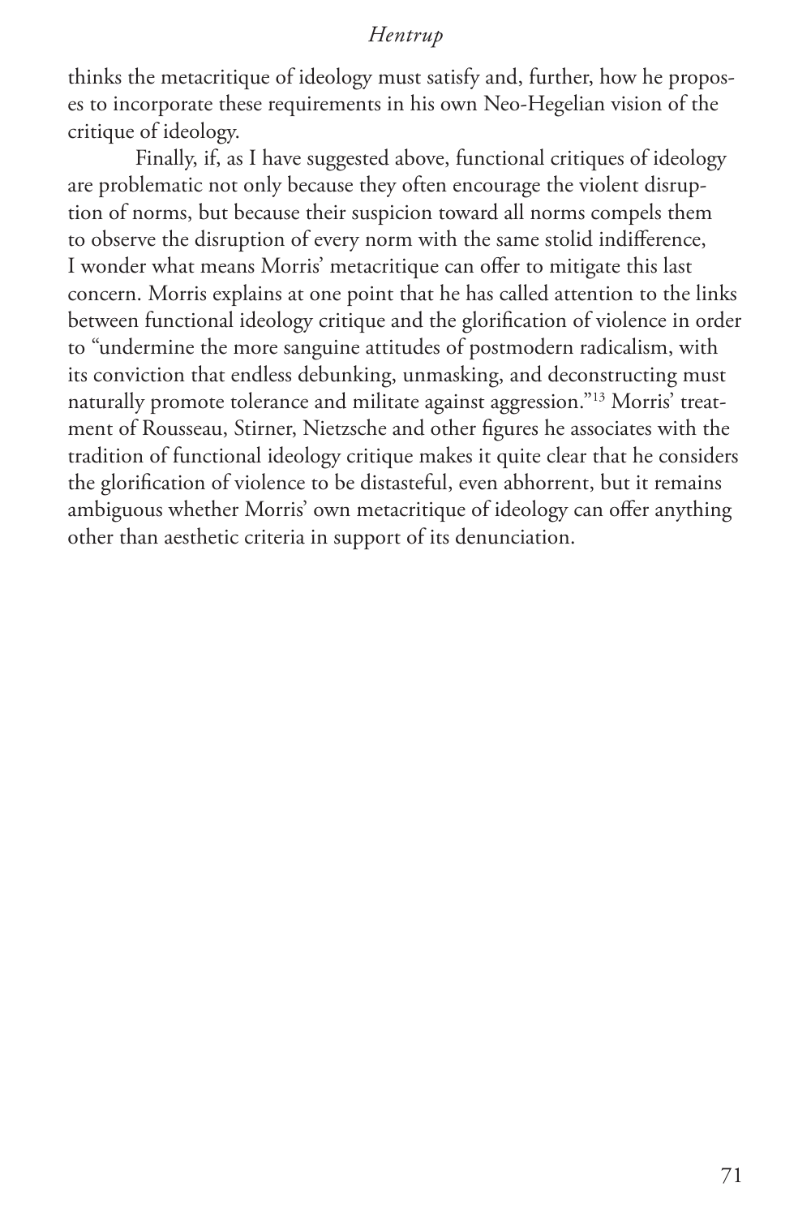thinks the metacritique of ideology must satisfy and, further, how he proposes to incorporate these requirements in his own Neo-Hegelian vision of the critique of ideology.

Finally, if, as I have suggested above, functional critiques of ideology are problematic not only because they often encourage the violent disruption of norms, but because their suspicion toward all norms compels them to observe the disruption of every norm with the same stolid indifference, I wonder what means Morris' metacritique can offer to mitigate this last concern. Morris explains at one point that he has called attention to the links between functional ideology critique and the glorification of violence in order to "undermine the more sanguine attitudes of postmodern radicalism, with its conviction that endless debunking, unmasking, and deconstructing must naturally promote tolerance and militate against aggression."[13] Morris' treatment of Rousseau, Stirner, Nietzsche and other figures he associates with the tradition of functional ideology critique makes it quite clear that he considers the glorification of violence to be distasteful, even abhorrent, but it remains ambiguous whether Morris' own metacritique of ideology can offer anything other than aesthetic criteria in support of its denunciation.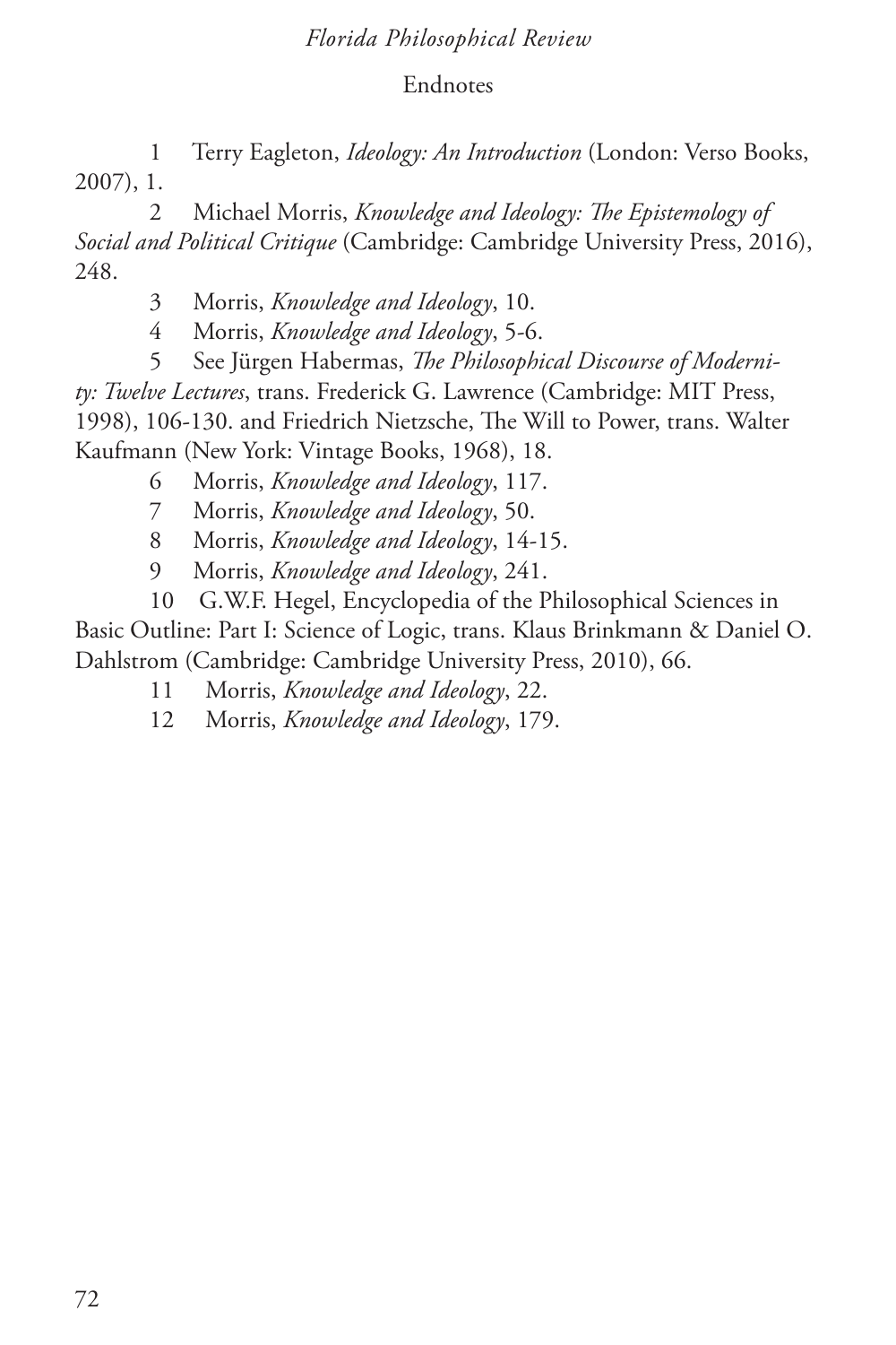## Endnotes

1 Terry Eagleton, *Ideology: An Introduction* (London: Verso Books, 2007), 1.

2 Michael Morris, *Knowledge and Ideology: The Epistemology of Social and Political Critique* (Cambridge: Cambridge University Press, 2016), 248.

3 Morris, *Knowledge and Ideology*, 10.

4 Morris, *Knowledge and Ideology*, 5-6.

5 See Jürgen Habermas, *The Philosophical Discourse of Modernity: Twelve Lectures*, trans. Frederick G. Lawrence (Cambridge: MIT Press, 1998), 106-130. and Friedrich Nietzsche, The Will to Power, trans. Walter Kaufmann (New York: Vintage Books, 1968), 18.

6 Morris, *Knowledge and Ideology*, 117.

7 Morris, *Knowledge and Ideology*, 50.

8 Morris, *Knowledge and Ideology*, 14-15.

9 Morris, *Knowledge and Ideology*, 241.

10 G.W.F. Hegel, Encyclopedia of the Philosophical Sciences in Basic Outline: Part I: Science of Logic, trans. Klaus Brinkmann & Daniel O. Dahlstrom (Cambridge: Cambridge University Press, 2010), 66.

11 Morris, *Knowledge and Ideology*, 22.

12 Morris, *Knowledge and Ideology*, 179.